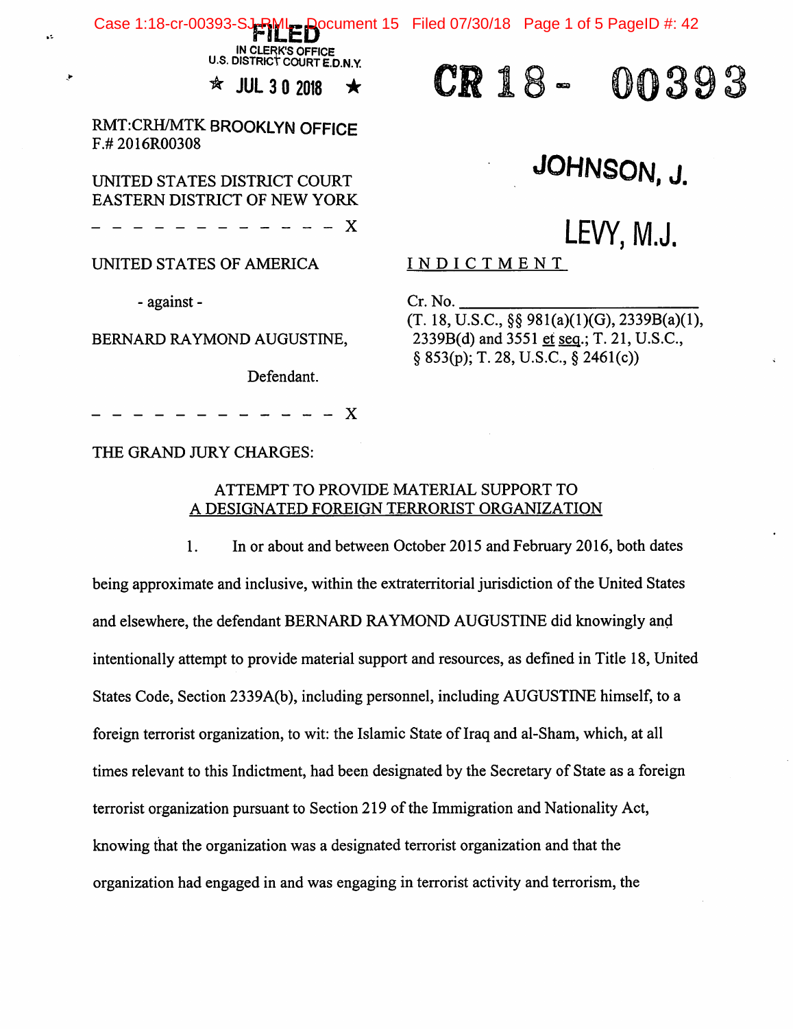FILED
IN CLERK'S OFFICE
U.S. DISTRICT COURT E.D.N.Y.
★ JUL 3 0 2018 ★

BROOKLYN OFFICE

RMT:CRH/MTK
F.# 2016R00308

**CR 18- 00393**

**JOHNSON, J.**

**LEVY, M.J.**

UNITED STATES DISTRICT COURT
EASTERN DISTRICT OF NEW YORK

\- - - - - - - - - - - - - X

UNITED STATES OF AMERICA

\- against -

BERNARD RAYMOND AUGUSTINE,

Defendant.

\- - - - - - - - - - - - - X

INDICTMENT

Cr. No. ____________________
(T. 18, U.S.C., §§ 981(a)(1)(G), 2339B(a)(1), 2339B(d) and 3551 et seq.; T. 21, U.S.C., § 853(p); T. 28, U.S.C., § 2461(c))

THE GRAND JURY CHARGES:

## ATTEMPT TO PROVIDE MATERIAL SUPPORT TO A DESIGNATED FOREIGN TERRORIST ORGANIZATION

1. In or about and between October 2015 and February 2016, both dates being approximate and inclusive, within the extraterritorial jurisdiction of the United States and elsewhere, the defendant BERNARD RAYMOND AUGUSTINE did knowingly and intentionally attempt to provide material support and resources, as defined in Title 18, United States Code, Section 2339A(b), including personnel, including AUGUSTINE himself, to a foreign terrorist organization, to wit: the Islamic State of Iraq and al-Sham, which, at all times relevant to this Indictment, had been designated by the Secretary of State as a foreign terrorist organization pursuant to Section 219 of the Immigration and Nationality Act, knowing that the organization was a designated terrorist organization and that the organization had engaged in and was engaging in terrorist activity and terrorism, the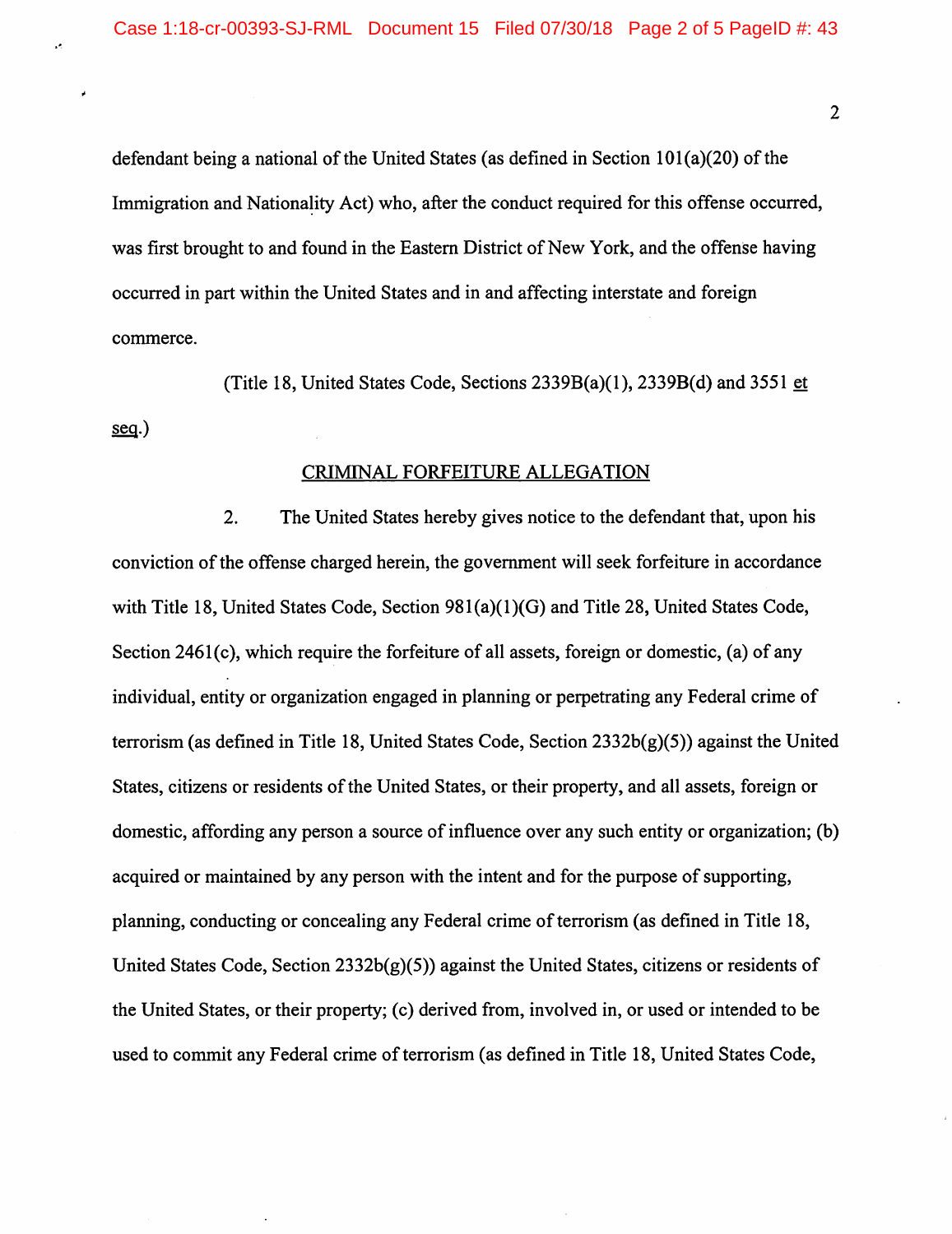defendant being a national of the United States (as defined in Section 101(a)(20) of the Immigration and Nationality Act) who, after the conduct required for this offense occurred, was first brought to and found in the Eastern District of New York, and the offense having occurred in part within the United States and in and affecting interstate and foreign commerce.

(Title 18, United States Code, Sections 2339B(a)(1), 2339B(d) and 3551 et seq.)

## CRIMINAL FORFEITURE ALLEGATION

2. The United States hereby gives notice to the defendant that, upon his conviction of the offense charged herein, the government will seek forfeiture in accordance with Title 18, United States Code, Section 981(a)(1)(G) and Title 28, United States Code, Section 2461(c), which require the forfeiture of all assets, foreign or domestic, (a) of any individual, entity or organization engaged in planning or perpetrating any Federal crime of terrorism (as defined in Title 18, United States Code, Section 2332b(g)(5)) against the United States, citizens or residents of the United States, or their property, and all assets, foreign or domestic, affording any person a source of influence over any such entity or organization; (b) acquired or maintained by any person with the intent and for the purpose of supporting, planning, conducting or concealing any Federal crime of terrorism (as defined in Title 18, United States Code, Section 2332b(g)(5)) against the United States, citizens or residents of the United States, or their property; (c) derived from, involved in, or used or intended to be used to commit any Federal crime of terrorism (as defined in Title 18, United States Code,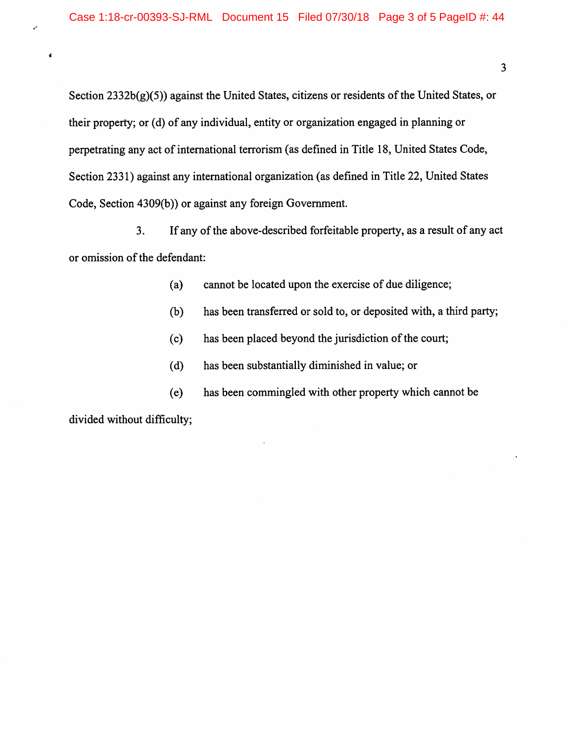Section 2332b(g)(5)) against the United States, citizens or residents of the United States, or their property; or (d) of any individual, entity or organization engaged in planning or perpetrating any act of international terrorism (as defined in Title 18, United States Code, Section 2331) against any international organization (as defined in Title 22, United States Code, Section 4309(b)) or against any foreign Government.

3. If any of the above-described forfeitable property, as a result of any act or omission of the defendant:

(a) cannot be located upon the exercise of due diligence;

(b) has been transferred or sold to, or deposited with, a third party;

(c) has been placed beyond the jurisdiction of the court;

(d) has been substantially diminished in value; or

(e) has been commingled with other property which cannot be divided without difficulty;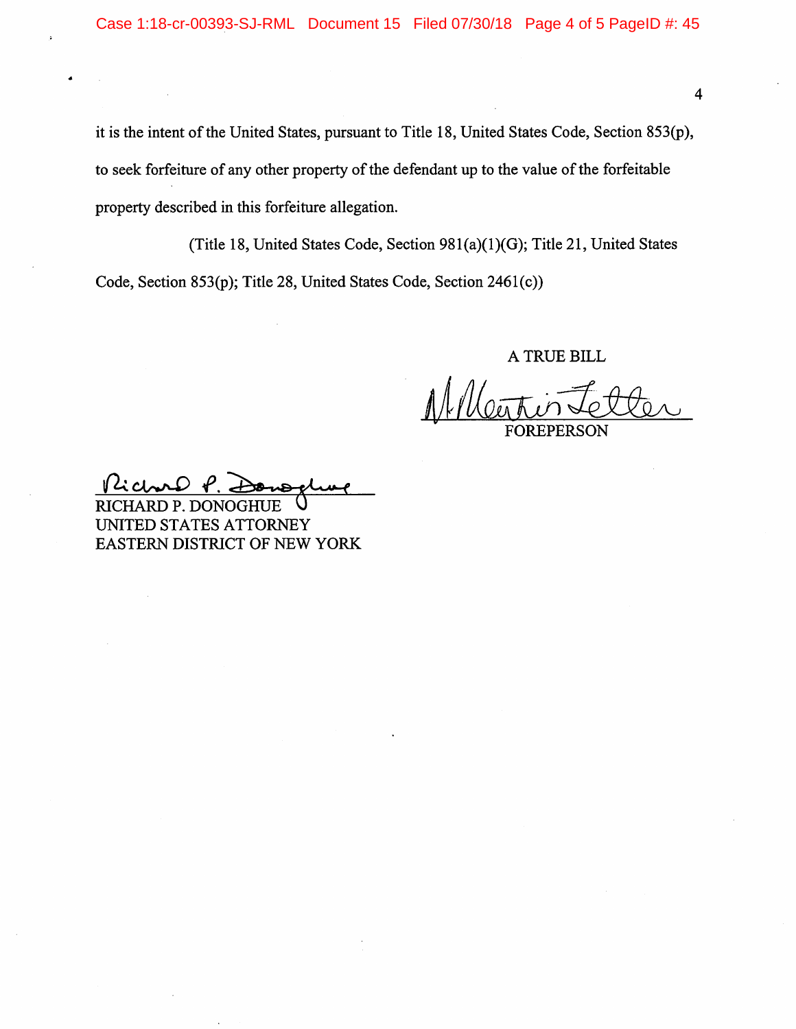it is the intent of the United States, pursuant to Title 18, United States Code, Section 853(p), to seek forfeiture of any other property of the defendant up to the value of the forfeitable property described in this forfeiture allegation.

(Title 18, United States Code, Section 981(a)(1)(G); Title 21, United States Code, Section 853(p); Title 28, United States Code, Section 2461(c))

A TRUE BILL

FOREPERSON

RICHARD P. DONOGHUE
UNITED STATES ATTORNEY
EASTERN DISTRICT OF NEW YORK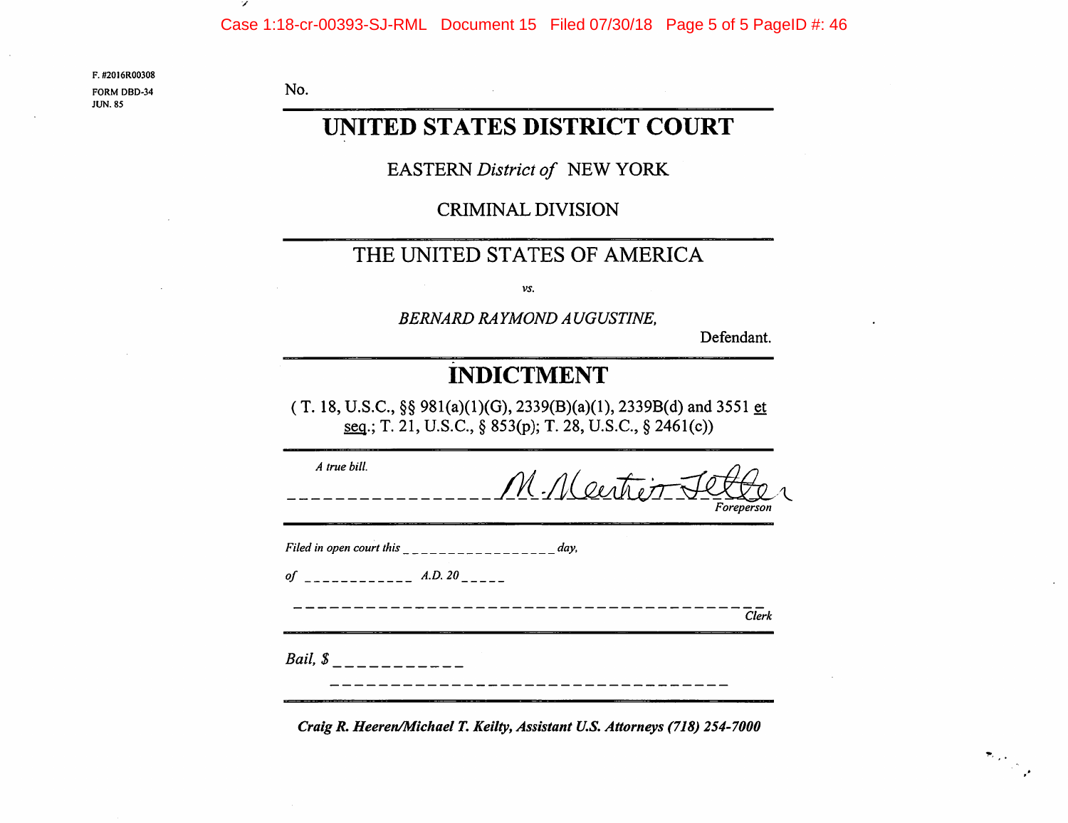F. #2016R00308
FORM DBD-34
JUN. 85

No.

# UNITED STATES DISTRICT COURT

EASTERN *District of* NEW YORK

CRIMINAL DIVISION

THE UNITED STATES OF AMERICA

*vs.*

*BERNARD RAYMOND AUGUSTINE,*

Defendant.

## INDICTMENT

( T. 18, U.S.C., §§ 981(a)(1)(G), 2339(B)(a)(1), 2339B(d) and 3551 et seq.; T. 21, U.S.C., § 853(p); T. 28, U.S.C., § 2461(c))

*A true bill.*

_________________ M. Martin Jetter _________________ *Foreperson*

*Filed in open court this* _________________ *day,*

*of* ____________ *A.D. 20* _____

________________________________________ *Clerk*

*Bail, $* ____________

***Craig R. Heeren/Michael T. Keilty, Assistant U.S. Attorneys (718) 254-7000***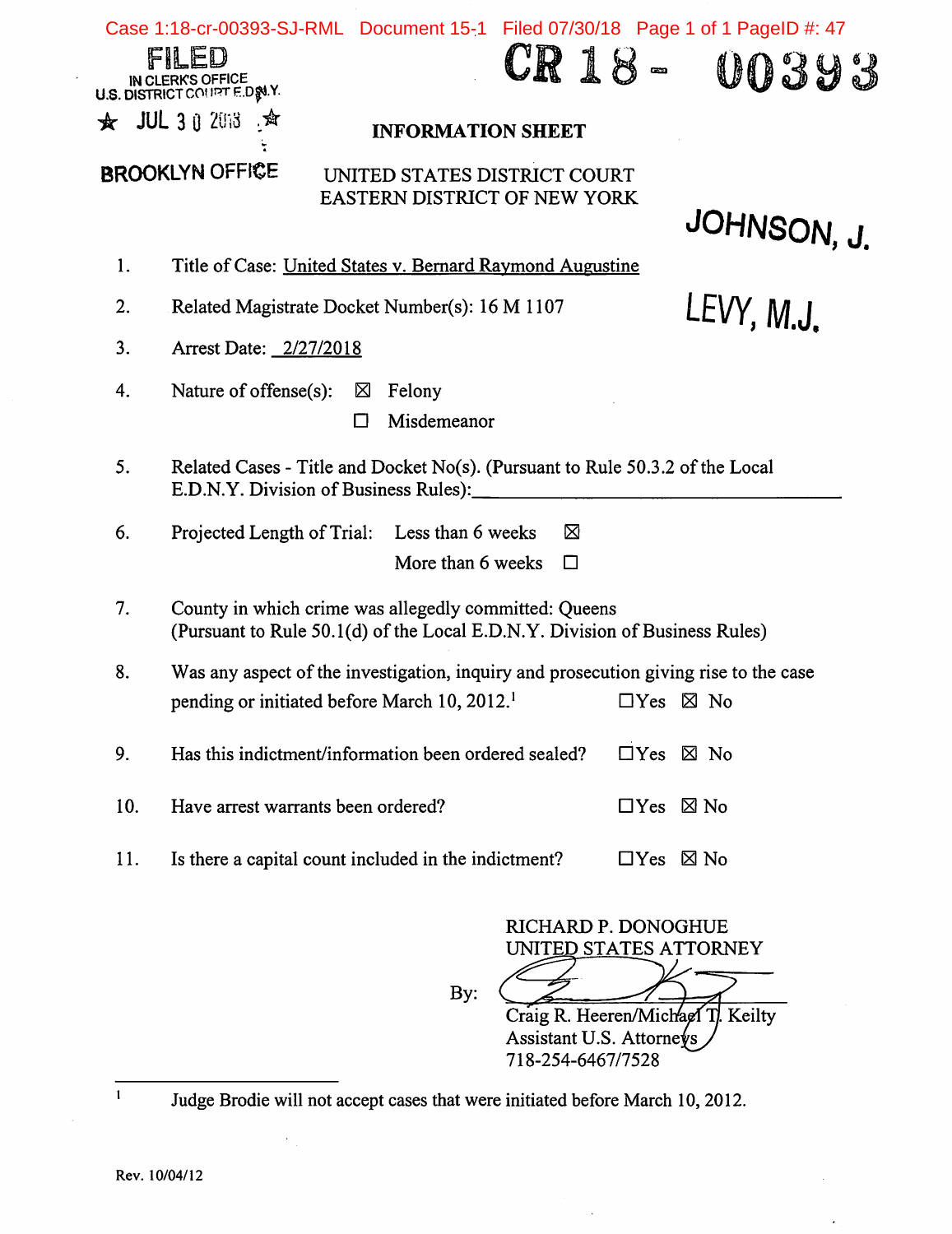FILED
IN CLERK'S OFFICE
U.S. DISTRICT COURT E.D.N.Y.

★ JUL 30 2018 ★

BROOKLYN OFFICE

CR 18- 00393

# INFORMATION SHEET

UNITED STATES DISTRICT COURT
EASTERN DISTRICT OF NEW YORK

JOHNSON, J.

LEVY, M.J.

1. Title of Case: United States v. Bernard Raymond Augustine

2. Related Magistrate Docket Number(s): 16 M 1107

3. Arrest Date: 2/27/2018

4. Nature of offense(s): ☒ Felony
   ☐ Misdemeanor

5. Related Cases - Title and Docket No(s). (Pursuant to Rule 50.3.2 of the Local E.D.N.Y. Division of Business Rules):\_\_\_\_\_\_\_\_\_\_\_\_\_\_\_\_\_\_\_\_

6. Projected Length of Trial: Less than 6 weeks ☒
   More than 6 weeks ☐

7. County in which crime was allegedly committed: Queens
   (Pursuant to Rule 50.1(d) of the Local E.D.N.Y. Division of Business Rules)

8. Was any aspect of the investigation, inquiry and prosecution giving rise to the case pending or initiated before March 10, 2012.[1] ☐Yes ☒ No

9. Has this indictment/information been ordered sealed? ☐Yes ☒ No

10. Have arrest warrants been ordered? ☐Yes ☒ No

11. Is there a capital count included in the indictment? ☐Yes ☒ No

RICHARD P. DONOGHUE
UNITED STATES ATTORNEY

By: \_\_\_\_\_\_\_\_\_\_\_\_\_\_\_\_\_\_\_\_
Craig R. Heeren/Michael T. Keilty
Assistant U.S. Attorneys
718-254-6467/7528

[1] Judge Brodie will not accept cases that were initiated before March 10, 2012.

Rev. 10/04/12